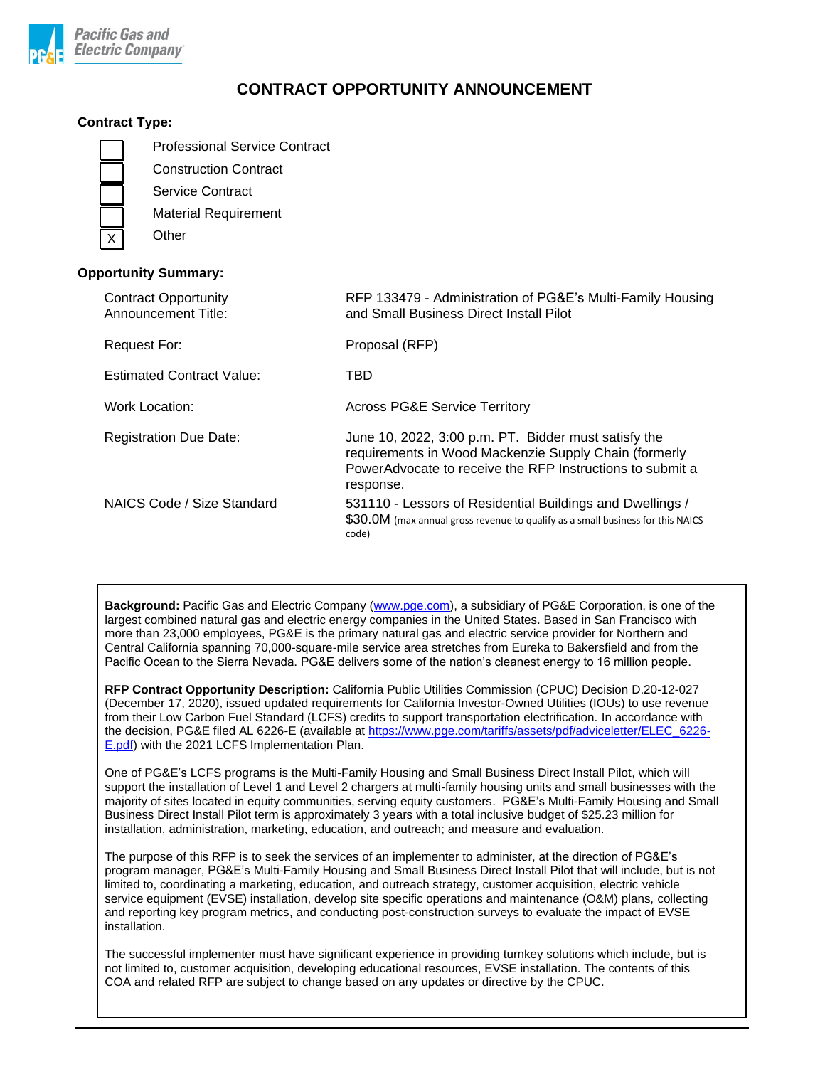Pacific Gas and Electric Company

# CONTRACT OPPORTUNITY ANNOUNCEMENT

**Contract Type:**

- [ ] Professional Service Contract
- [ ] Construction Contract
- [ ] Service Contract
- [ ] Material Requirement
- [x] Other

**Opportunity Summary:**

| | |
|---|---|
| Contract Opportunity Announcement Title: | RFP 133479 - Administration of PG&E's Multi-Family Housing and Small Business Direct Install Pilot |
| Request For: | Proposal (RFP) |
| Estimated Contract Value: | TBD |
| Work Location: | Across PG&E Service Territory |
| Registration Due Date: | June 10, 2022, 3:00 p.m. PT. Bidder must satisfy the requirements in Wood Mackenzie Supply Chain (formerly PowerAdvocate to receive the RFP Instructions to submit a response. |
| NAICS Code / Size Standard | 531110 - Lessors of Residential Buildings and Dwellings / $30.0M (max annual gross revenue to qualify as a small business for this NAICS code) |

**Background:** Pacific Gas and Electric Company (www.pge.com), a subsidiary of PG&E Corporation, is one of the largest combined natural gas and electric energy companies in the United States. Based in San Francisco with more than 23,000 employees, PG&E is the primary natural gas and electric service provider for Northern and Central California spanning 70,000-square-mile service area stretches from Eureka to Bakersfield and from the Pacific Ocean to the Sierra Nevada. PG&E delivers some of the nation's cleanest energy to 16 million people.

**RFP Contract Opportunity Description:** California Public Utilities Commission (CPUC) Decision D.20-12-027 (December 17, 2020), issued updated requirements for California Investor-Owned Utilities (IOUs) to use revenue from their Low Carbon Fuel Standard (LCFS) credits to support transportation electrification. In accordance with the decision, PG&E filed AL 6226-E (available at https://www.pge.com/tariffs/assets/pdf/adviceletter/ELEC_6226-E.pdf) with the 2021 LCFS Implementation Plan.

One of PG&E's LCFS programs is the Multi-Family Housing and Small Business Direct Install Pilot, which will support the installation of Level 1 and Level 2 chargers at multi-family housing units and small businesses with the majority of sites located in equity communities, serving equity customers. PG&E's Multi-Family Housing and Small Business Direct Install Pilot term is approximately 3 years with a total inclusive budget of $25.23 million for installation, administration, marketing, education, and outreach; and measure and evaluation.

The purpose of this RFP is to seek the services of an implementer to administer, at the direction of PG&E's program manager, PG&E's Multi-Family Housing and Small Business Direct Install Pilot that will include, but is not limited to, coordinating a marketing, education, and outreach strategy, customer acquisition, electric vehicle service equipment (EVSE) installation, develop site specific operations and maintenance (O&M) plans, collecting and reporting key program metrics, and conducting post-construction surveys to evaluate the impact of EVSE installation.

The successful implementer must have significant experience in providing turnkey solutions which include, but is not limited to, customer acquisition, developing educational resources, EVSE installation. The contents of this COA and related RFP are subject to change based on any updates or directive by the CPUC.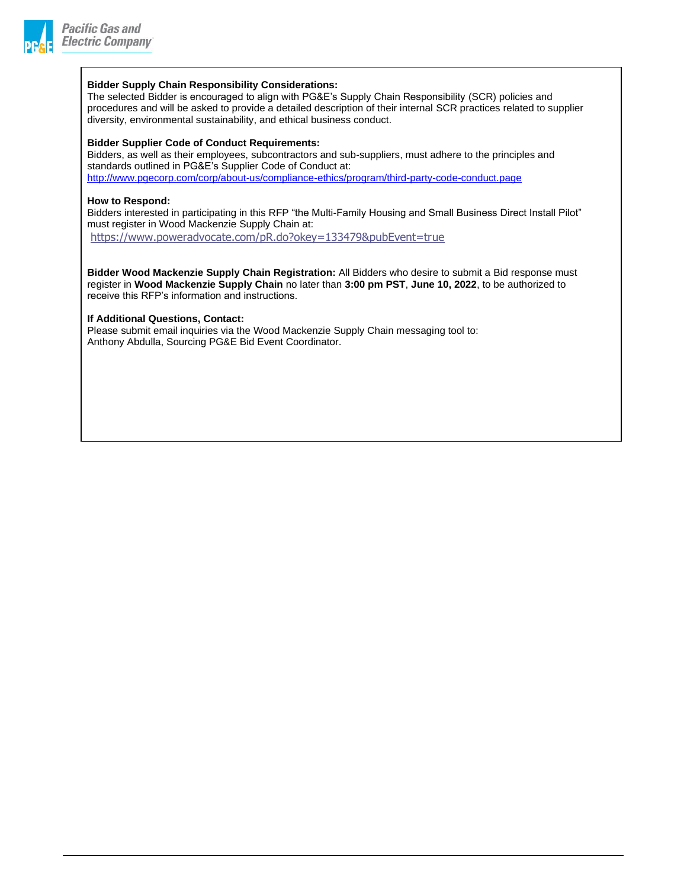**Bidder Supply Chain Responsibility Considerations:**
The selected Bidder is encouraged to align with PG&E's Supply Chain Responsibility (SCR) policies and procedures and will be asked to provide a detailed description of their internal SCR practices related to supplier diversity, environmental sustainability, and ethical business conduct.

**Bidder Supplier Code of Conduct Requirements:**
Bidders, as well as their employees, subcontractors and sub-suppliers, must adhere to the principles and standards outlined in PG&E's Supplier Code of Conduct at:
http://www.pgecorp.com/corp/about-us/compliance-ethics/program/third-party-code-conduct.page

**How to Respond:**
Bidders interested in participating in this RFP "the Multi-Family Housing and Small Business Direct Install Pilot" must register in Wood Mackenzie Supply Chain at:
https://www.poweradvocate.com/pR.do?okey=133479&pubEvent=true

**Bidder Wood Mackenzie Supply Chain Registration:** All Bidders who desire to submit a Bid response must register in **Wood Mackenzie Supply Chain** no later than **3:00 pm PST**, **June 10, 2022**, to be authorized to receive this RFP's information and instructions.

**If Additional Questions, Contact:**
Please submit email inquiries via the Wood Mackenzie Supply Chain messaging tool to:
Anthony Abdulla, Sourcing PG&E Bid Event Coordinator.